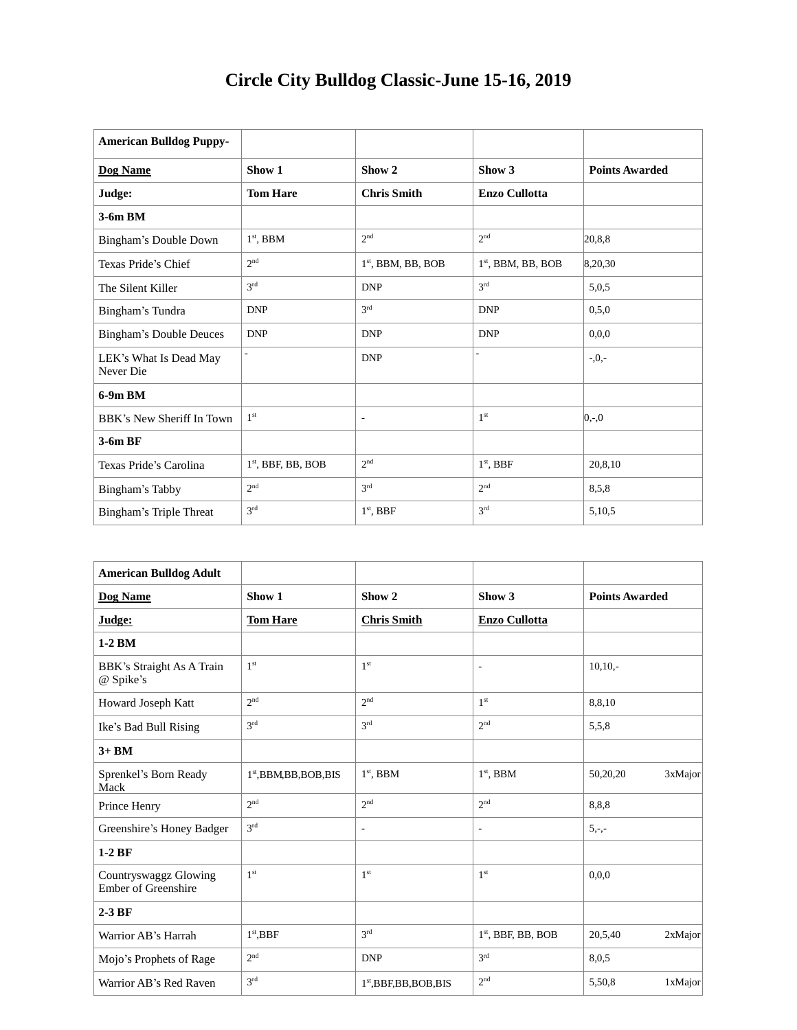# Circle City Bulldog Classic-June 15-16, 2019

| **American Bulldog Puppy-** | | | | |
|---|---|---|---|---|
| **Dog Name** | **Show 1** | **Show 2** | **Show 3** | **Points Awarded** |
| **Judge:** | **Tom Hare** | **Chris Smith** | **Enzo Cullotta** | |
| **3-6m BM** | | | | |
| Bingham's Double Down | 1st, BBM | 2nd | 2nd | 20,8,8 |
| Texas Pride's Chief | 2nd | 1st, BBM, BB, BOB | 1st, BBM, BB, BOB | 8,20,30 |
| The Silent Killer | 3rd | DNP | 3rd | 5,0,5 |
| Bingham's Tundra | DNP | 3rd | DNP | 0,5,0 |
| Bingham's Double Deuces | DNP | DNP | DNP | 0,0,0 |
| LEK's What Is Dead May Never Die | - | DNP | - | -,0,- |
| **6-9m BM** | | | | |
| BBK's New Sheriff In Town | 1st | - | 1st | 0,-,0 |
| **3-6m BF** | | | | |
| Texas Pride's Carolina | 1st, BBF, BB, BOB | 2nd | 1st, BBF | 20,8,10 |
| Bingham's Tabby | 2nd | 3rd | 2nd | 8,5,8 |
| Bingham's Triple Threat | 3rd | 1st, BBF | 3rd | 5,10,5 |

| **American Bulldog Adult** | | | | |
|---|---|---|---|---|
| **Dog Name** | **Show 1** | **Show 2** | **Show 3** | **Points Awarded** |
| **Judge:** | **Tom Hare** | **Chris Smith** | **Enzo Cullotta** | |
| **1-2 BM** | | | | |
| BBK's Straight As A Train @ Spike's | 1st | 1st | - | 10,10,- |
| Howard Joseph Katt | 2nd | 2nd | 1st | 8,8,10 |
| Ike's Bad Bull Rising | 3rd | 3rd | 2nd | 5,5,8 |
| **3+ BM** | | | | |
| Sprenkel's Born Ready Mack | 1st,BBM,BB,BOB,BIS | 1st, BBM | 1st, BBM | 50,20,20 3xMajor |
| Prince Henry | 2nd | 2nd | 2nd | 8,8,8 |
| Greenshire's Honey Badger | 3rd | - | - | 5,-,- |
| **1-2 BF** | | | | |
| Countryswaggz Glowing Ember of Greenshire | 1st | 1st | 1st | 0,0,0 |
| **2-3 BF** | | | | |
| Warrior AB's Harrah | 1st,BBF | 3rd | 1st, BBF, BB, BOB | 20,5,40 2xMajor |
| Mojo's Prophets of Rage | 2nd | DNP | 3rd | 8,0,5 |
| Warrior AB's Red Raven | 3rd | 1st,BBF,BB,BOB,BIS | 2nd | 5,50,8 1xMajor |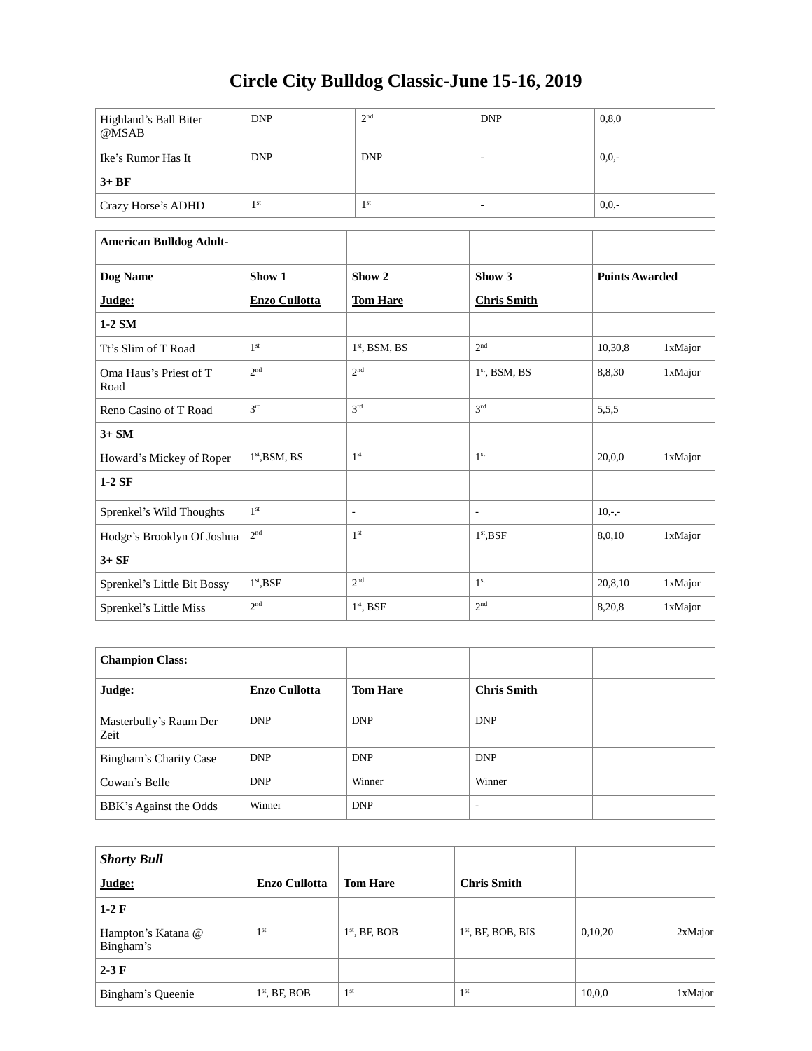# Circle City Bulldog Classic-June 15-16, 2019

| | | | | |
|---|---|---|---|---|
| Highland’s Ball Biter @MSAB | DNP | 2nd | DNP | 0,8,0 |
| Ike’s Rumor Has It | DNP | DNP | - | 0,0,- |
| **3+ BF** | | | | |
| Crazy Horse’s ADHD | 1st | 1st | - | 0,0,- |

| **American Bulldog Adult-** | | | | | |
|---|---|---|---|---|---|
| **Dog Name** | **Show 1** | **Show 2** | **Show 3** | **Points Awarded** | |
| **Judge:** | **Enzo Cullotta** | **Tom Hare** | **Chris Smith** | | |
| **1-2 SM** | | | | | |
| Tt’s Slim of T Road | 1st | 1st, BSM, BS | 2nd | 10,30,8 | 1xMajor |
| Oma Haus’s Priest of T Road | 2nd | 2nd | 1st, BSM, BS | 8,8,30 | 1xMajor |
| Reno Casino of T Road | 3rd | 3rd | 3rd | 5,5,5 | |
| **3+ SM** | | | | | |
| Howard’s Mickey of Roper | 1st,BSM, BS | 1st | 1st | 20,0,0 | 1xMajor |
| **1-2 SF** | | | | | |
| Sprenkel’s Wild Thoughts | 1st | - | - | 10,-,- | |
| Hodge’s Brooklyn Of Joshua | 2nd | 1st | 1st,BSF | 8,0,10 | 1xMajor |
| **3+ SF** | | | | | |
| Sprenkel’s Little Bit Bossy | 1st,BSF | 2nd | 1st | 20,8,10 | 1xMajor |
| Sprenkel’s Little Miss | 2nd | 1st, BSF | 2nd | 8,20,8 | 1xMajor |

| **Champion Class:** | | | | |
|---|---|---|---|---|
| **Judge:** | **Enzo Cullotta** | **Tom Hare** | **Chris Smith** | |
| Masterbully’s Raum Der Zeit | DNP | DNP | DNP | |
| Bingham’s Charity Case | DNP | DNP | DNP | |
| Cowan’s Belle | DNP | Winner | Winner | |
| BBK’s Against the Odds | Winner | DNP | - | |

| ***Shorty Bull*** | | | | | |
|---|---|---|---|---|---|
| **Judge:** | **Enzo Cullotta** | **Tom Hare** | **Chris Smith** | | |
| **1-2 F** | | | | | |
| Hampton’s Katana @ Bingham’s | 1st | 1st, BF, BOB | 1st, BF, BOB, BIS | 0,10,20 | 2xMajor |
| **2-3 F** | | | | | |
| Bingham’s Queenie | 1st, BF, BOB | 1st | 1st | 10,0,0 | 1xMajor |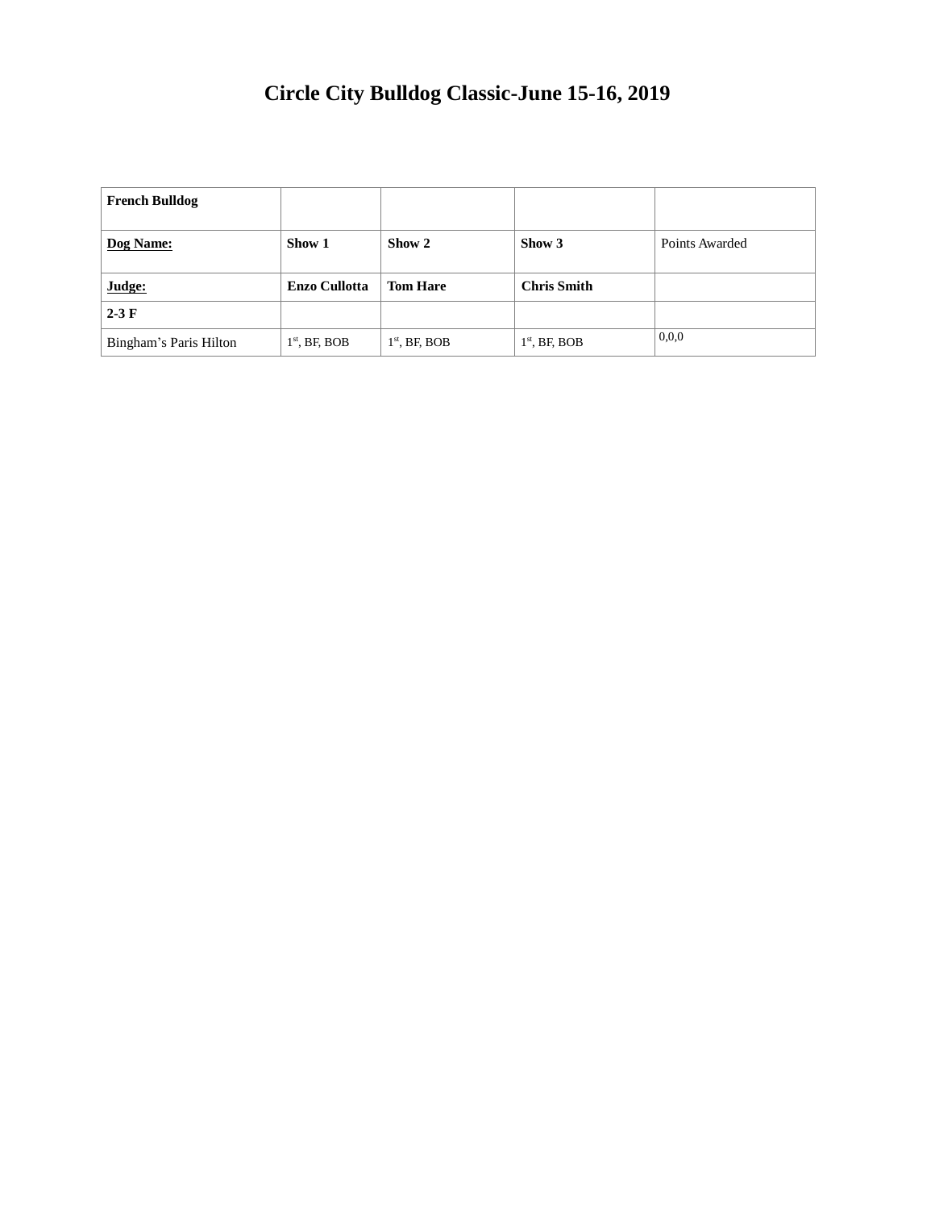# Circle City Bulldog Classic-June 15-16, 2019

| **French Bulldog** | | | | |
|---|---|---|---|---|
| **Dog Name:** | **Show 1** | **Show 2** | **Show 3** | Points Awarded |
| **Judge:** | **Enzo Cullotta** | **Tom Hare** | **Chris Smith** | |
| **2-3 F** | | | | |
| Bingham's Paris Hilton | 1st, BF, BOB | 1st, BF, BOB | 1st, BF, BOB | 0,0,0 |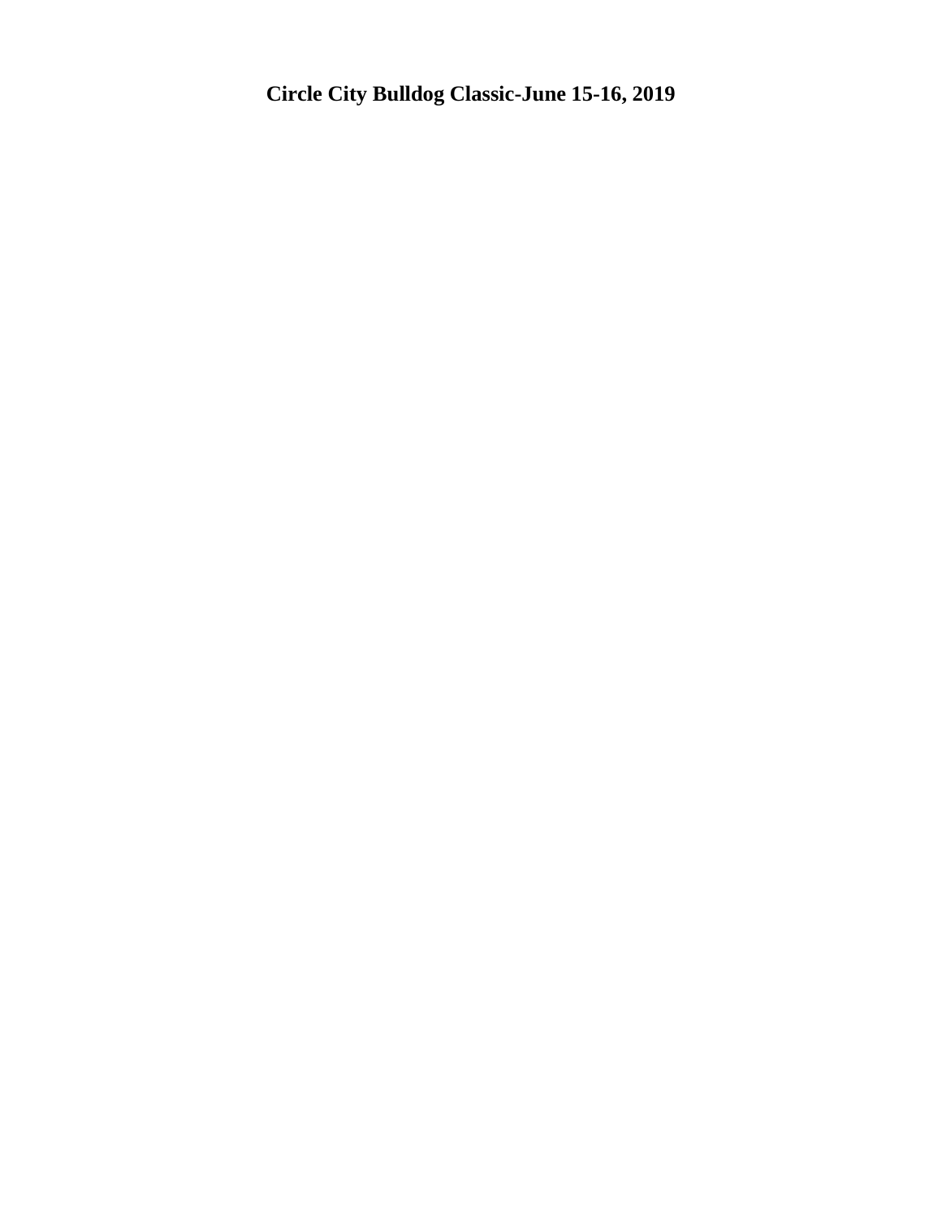# Circle City Bulldog Classic-June 15-16, 2019